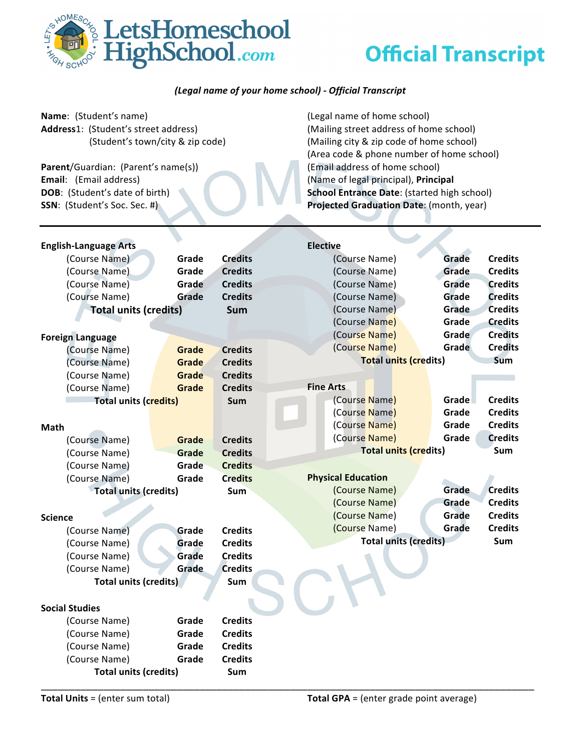# LetsHomeschoolHighSchool.com

# Official Transcript

***(Legal name of your home school) - Official Transcript***

**Name**: (Student's name)
**Address**1: (Student's street address)
(Student's town/city & zip code)

**Parent**/Guardian: (Parent's name(s))
**Email**: (Email address)
**DOB**: (Student's date of birth)
**SSN**: (Student's Soc. Sec. #)

(Legal name of home school)
(Mailing street address of home school)
(Mailing city & zip code of home school)
(Area code & phone number of home school)
(Email address of home school)
(Name of legal principal), **Principal**
**School Entrance Date**: (started high school)
**Projected Graduation Date**: (month, year)

---

**English-Language Arts**

| Course | Grade | Credits |
|---|---|---|
| (Course Name) | **Grade** | **Credits** |
| (Course Name) | **Grade** | **Credits** |
| (Course Name) | **Grade** | **Credits** |
| (Course Name) | **Grade** | **Credits** |
| **Total units (credits)** | | **Sum** |

**Foreign Language**

| Course | Grade | Credits |
|---|---|---|
| (Course Name) | **Grade** | **Credits** |
| (Course Name) | **Grade** | **Credits** |
| (Course Name) | **Grade** | **Credits** |
| (Course Name) | **Grade** | **Credits** |
| **Total units (credits)** | | **Sum** |

**Math**

| Course | Grade | Credits |
|---|---|---|
| (Course Name) | **Grade** | **Credits** |
| (Course Name) | **Grade** | **Credits** |
| (Course Name) | **Grade** | **Credits** |
| (Course Name) | **Grade** | **Credits** |
| **Total units (credits)** | | **Sum** |

**Science**

| Course | Grade | Credits |
|---|---|---|
| (Course Name) | **Grade** | **Credits** |
| (Course Name) | **Grade** | **Credits** |
| (Course Name) | **Grade** | **Credits** |
| (Course Name) | **Grade** | **Credits** |
| **Total units (credits)** | | **Sum** |

**Social Studies**

| Course | Grade | Credits |
|---|---|---|
| (Course Name) | **Grade** | **Credits** |
| (Course Name) | **Grade** | **Credits** |
| (Course Name) | **Grade** | **Credits** |
| (Course Name) | **Grade** | **Credits** |
| **Total units (credits)** | | **Sum** |

**Elective**

| Course | Grade | Credits |
|---|---|---|
| (Course Name) | **Grade** | **Credits** |
| (Course Name) | **Grade** | **Credits** |
| (Course Name) | **Grade** | **Credits** |
| (Course Name) | **Grade** | **Credits** |
| (Course Name) | **Grade** | **Credits** |
| (Course Name) | **Grade** | **Credits** |
| (Course Name) | **Grade** | **Credits** |
| (Course Name) | **Grade** | **Credits** |
| **Total units (credits)** | | **Sum** |

**Fine Arts**

| Course | Grade | Credits |
|---|---|---|
| (Course Name) | **Grade** | **Credits** |
| (Course Name) | **Grade** | **Credits** |
| (Course Name) | **Grade** | **Credits** |
| (Course Name) | **Grade** | **Credits** |
| **Total units (credits)** | | **Sum** |

**Physical Education**

| Course | Grade | Credits |
|---|---|---|
| (Course Name) | **Grade** | **Credits** |
| (Course Name) | **Grade** | **Credits** |
| (Course Name) | **Grade** | **Credits** |
| (Course Name) | **Grade** | **Credits** |
| **Total units (credits)** | | **Sum** |

---

**Total Units** = (enter sum total)

**Total GPA** = (enter grade point average)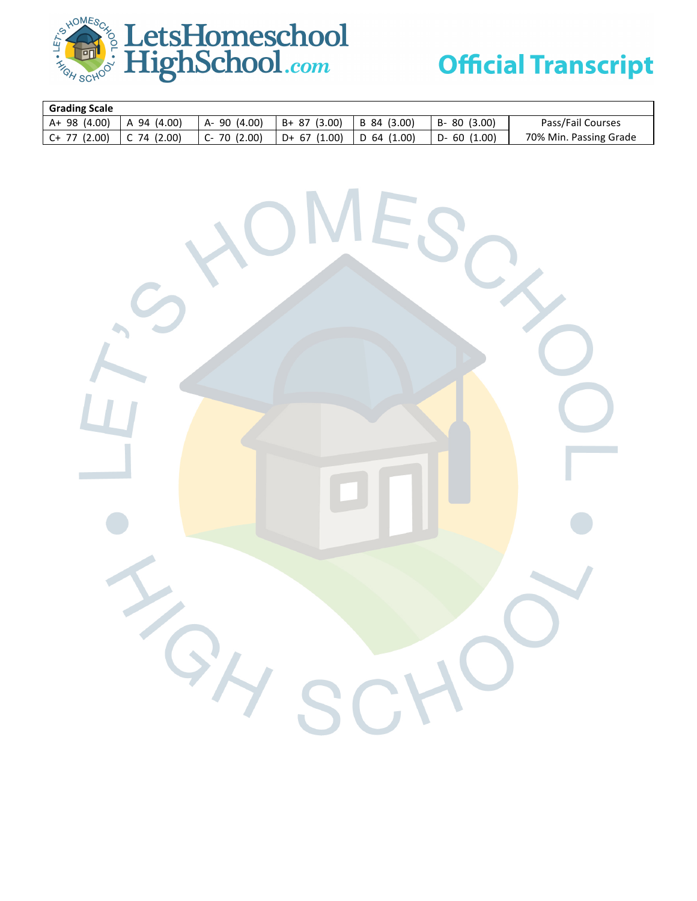# LetsHomeschool HighSchool.com

## Official Transcript

| Grading Scale | | | | | | |
|---|---|---|---|---|---|---|
| A+ 98 (4.00) | A 94 (4.00) | A- 90 (4.00) | B+ 87 (3.00) | B 84 (3.00) | B- 80 (3.00) | Pass/Fail Courses |
| C+ 77 (2.00) | C 74 (2.00) | C- 70 (2.00) | D+ 67 (1.00) | D 64 (1.00) | D- 60 (1.00) | 70% Min. Passing Grade |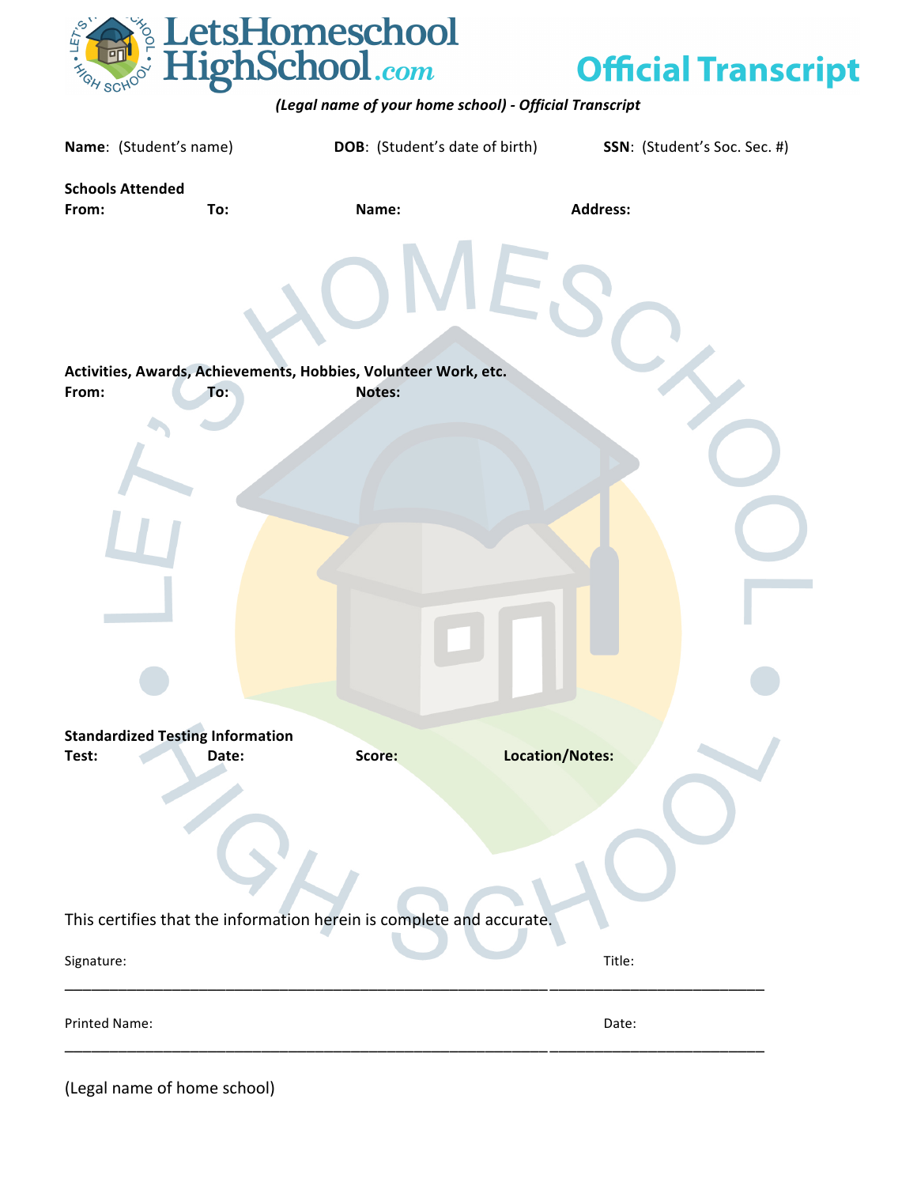LetsHomeschool HighSchool.com

# Official Transcript

***(Legal name of your home school) - Official Transcript***

**Name**: (Student's name) **DOB**: (Student's date of birth) **SSN**: (Student's Soc. Sec. #)

**Schools Attended**

| From: | To: | Name: | Address: |
|---|---|---|---|

**Activities, Awards, Achievements, Hobbies, Volunteer Work, etc.**

| From: | To: | Notes: |
|---|---|---|

**Standardized Testing Information**

| Test: | Date: | Score: | Location/Notes: |
|---|---|---|---|

This certifies that the information herein is complete and accurate.

Signature: Title:

\_\_\_\_\_\_\_\_\_\_\_\_\_\_\_\_\_\_\_\_\_\_\_\_\_\_\_\_\_\_\_\_\_\_\_\_\_\_\_\_\_\_\_\_\_\_\_\_\_\_\_\_\_\_\_\_\_\_\_\_\_\_\_\_\_\_\_\_\_\_\_\_\_\_\_\_\_\_\_\_

Printed Name: Date:

\_\_\_\_\_\_\_\_\_\_\_\_\_\_\_\_\_\_\_\_\_\_\_\_\_\_\_\_\_\_\_\_\_\_\_\_\_\_\_\_\_\_\_\_\_\_\_\_\_\_\_\_\_\_\_\_\_\_\_\_\_\_\_\_\_\_\_\_\_\_\_\_\_\_\_\_\_\_\_\_

(Legal name of home school)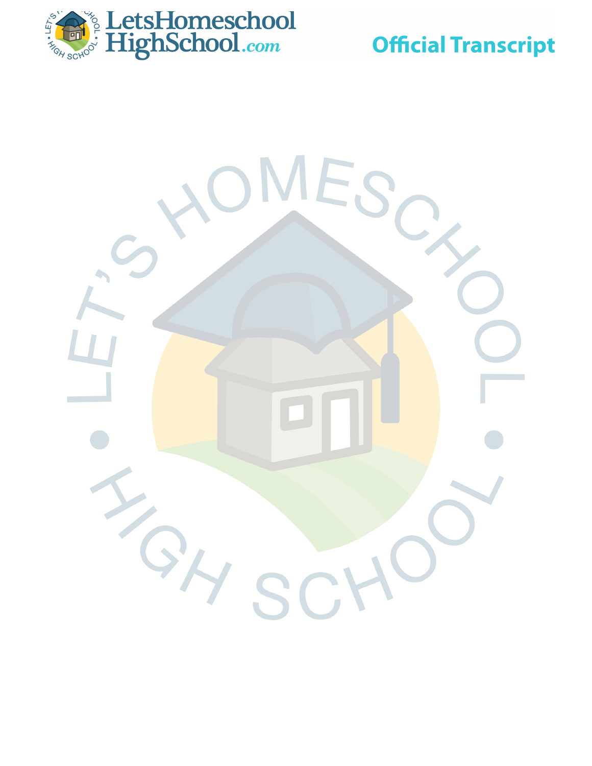Official Transcript